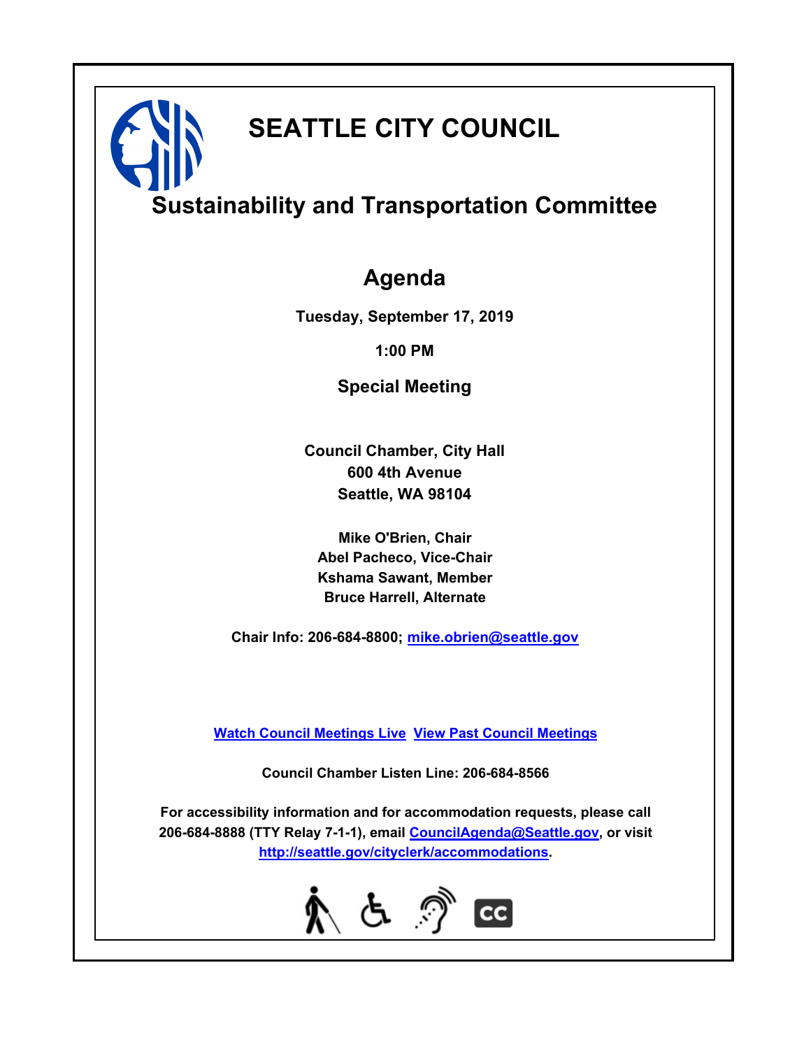# SEATTLE CITY COUNCIL

## Sustainability and Transportation Committee

## Agenda

**Tuesday, September 17, 2019**

**1:00 PM**

**Special Meeting**

**Council Chamber, City Hall**
**600 4th Avenue**
**Seattle, WA 98104**

**Mike O'Brien, Chair**
**Abel Pacheco, Vice-Chair**
**Kshama Sawant, Member**
**Bruce Harrell, Alternate**

**Chair Info: 206-684-8800; mike.obrien@seattle.gov**

**Watch Council Meetings Live** **View Past Council Meetings**

**Council Chamber Listen Line: 206-684-8566**

**For accessibility information and for accommodation requests, please call 206-684-8888 (TTY Relay 7-1-1), email CouncilAgenda@Seattle.gov, or visit http://seattle.gov/cityclerk/accommodations.**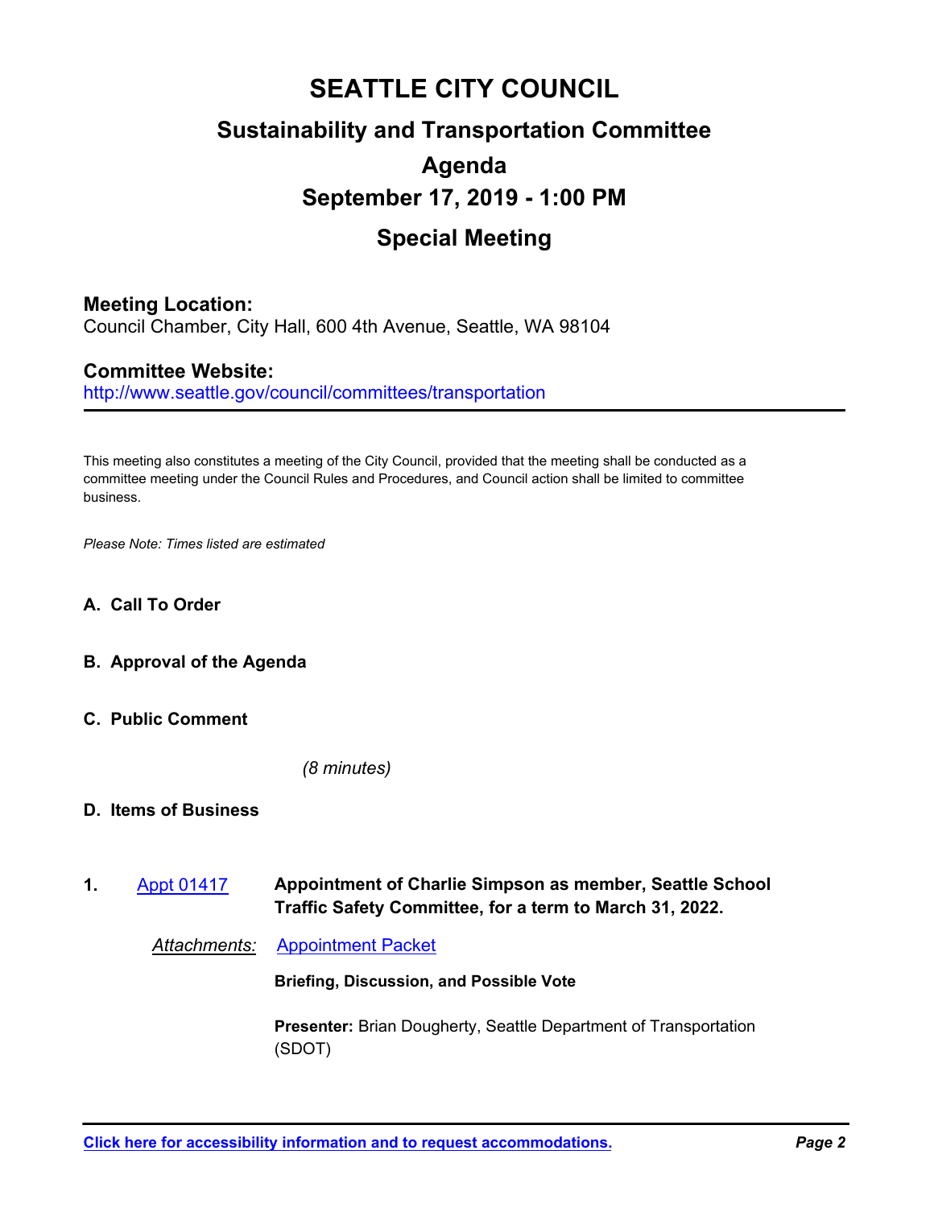# SEATTLE CITY COUNCIL

## Sustainability and Transportation Committee

## Agenda

## September 17, 2019 - 1:00 PM

## Special Meeting

**Meeting Location:**
Council Chamber, City Hall, 600 4th Avenue, Seattle, WA 98104

**Committee Website:**
http://www.seattle.gov/council/committees/transportation

---

This meeting also constitutes a meeting of the City Council, provided that the meeting shall be conducted as a committee meeting under the Council Rules and Procedures, and Council action shall be limited to committee business.

*Please Note: Times listed are estimated*

**A. Call To Order**

**B. Approval of the Agenda**

**C. Public Comment**

*(8 minutes)*

**D. Items of Business**

**1.** Appt 01417 **Appointment of Charlie Simpson as member, Seattle School Traffic Safety Committee, for a term to March 31, 2022.**

*Attachments:* Appointment Packet

**Briefing, Discussion, and Possible Vote**

**Presenter:** Brian Dougherty, Seattle Department of Transportation (SDOT)

---

**Click here for accessibility information and to request accommodations.**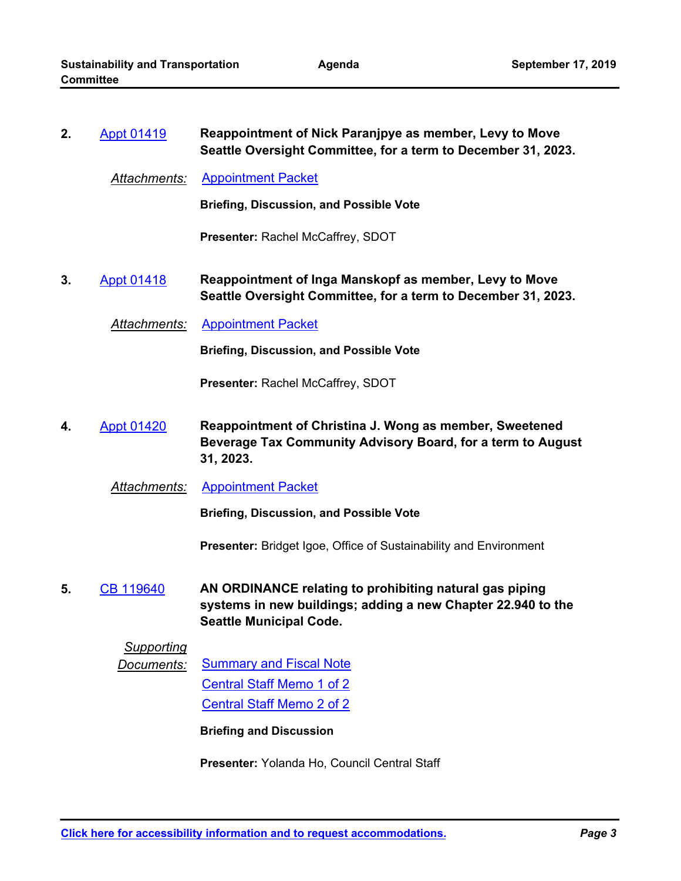**2.** Appt 01419 **Reappointment of Nick Paranjpye as member, Levy to Move Seattle Oversight Committee, for a term to December 31, 2023.**

*Attachments:* Appointment Packet

**Briefing, Discussion, and Possible Vote**

**Presenter:** Rachel McCaffrey, SDOT

**3.** Appt 01418 **Reappointment of Inga Manskopf as member, Levy to Move Seattle Oversight Committee, for a term to December 31, 2023.**

*Attachments:* Appointment Packet

**Briefing, Discussion, and Possible Vote**

**Presenter:** Rachel McCaffrey, SDOT

**4.** Appt 01420 **Reappointment of Christina J. Wong as member, Sweetened Beverage Tax Community Advisory Board, for a term to August 31, 2023.**

*Attachments:* Appointment Packet

**Briefing, Discussion, and Possible Vote**

**Presenter:** Bridget Igoe, Office of Sustainability and Environment

**5.** CB 119640 **AN ORDINANCE relating to prohibiting natural gas piping systems in new buildings; adding a new Chapter 22.940 to the Seattle Municipal Code.**

*Supporting Documents:* Summary and Fiscal Note
Central Staff Memo 1 of 2
Central Staff Memo 2 of 2

**Briefing and Discussion**

**Presenter:** Yolanda Ho, Council Central Staff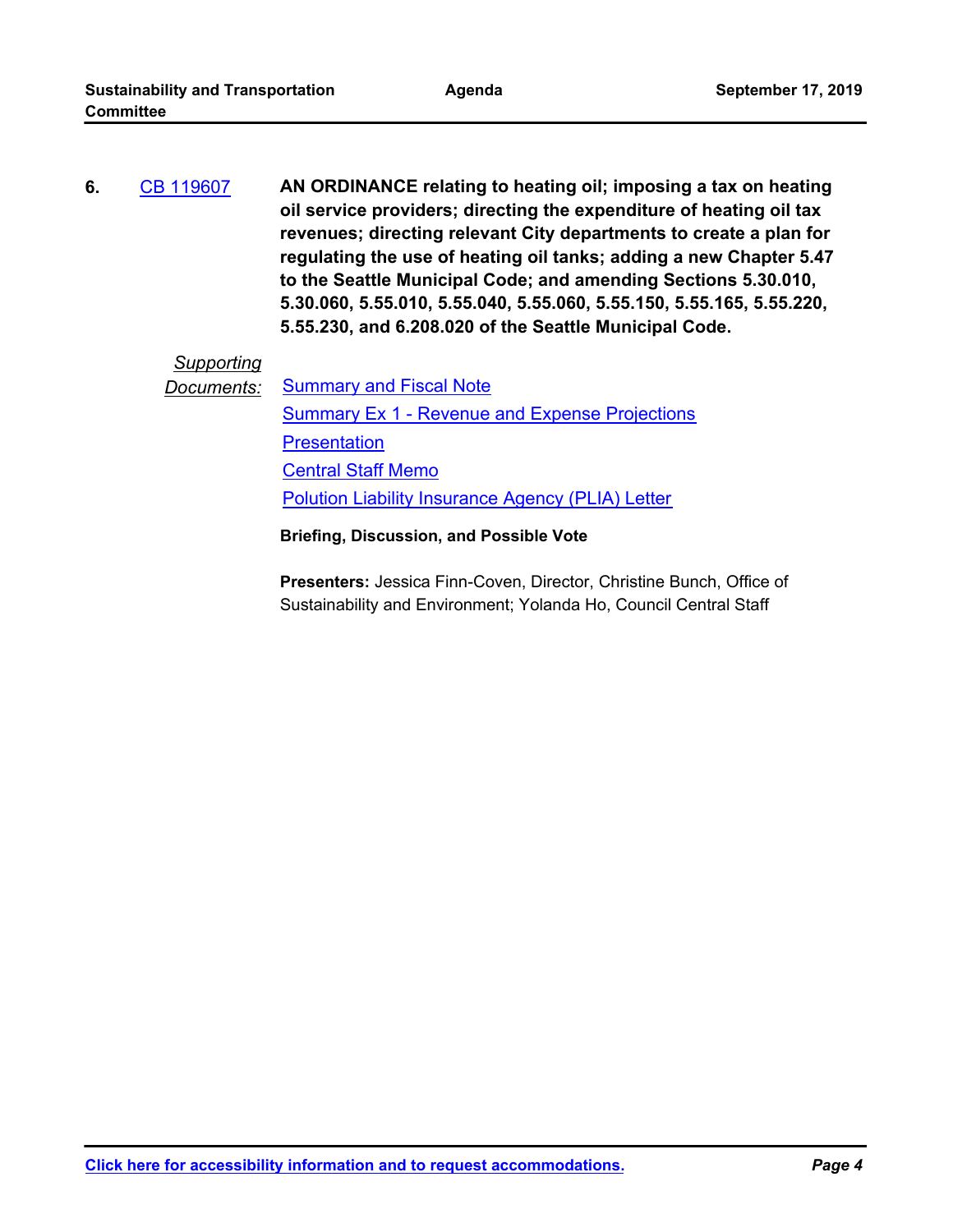6. CB 119607 **AN ORDINANCE relating to heating oil; imposing a tax on heating oil service providers; directing the expenditure of heating oil tax revenues; directing relevant City departments to create a plan for regulating the use of heating oil tanks; adding a new Chapter 5.47 to the Seattle Municipal Code; and amending Sections 5.30.010, 5.30.060, 5.55.010, 5.55.040, 5.55.060, 5.55.150, 5.55.165, 5.55.220, 5.55.230, and 6.208.020 of the Seattle Municipal Code.**

*Supporting Documents:*
- Summary and Fiscal Note
- Summary Ex 1 - Revenue and Expense Projections
- Presentation
- Central Staff Memo
- Polution Liability Insurance Agency (PLIA) Letter

**Briefing, Discussion, and Possible Vote**

**Presenters:** Jessica Finn-Coven, Director, Christine Bunch, Office of Sustainability and Environment; Yolanda Ho, Council Central Staff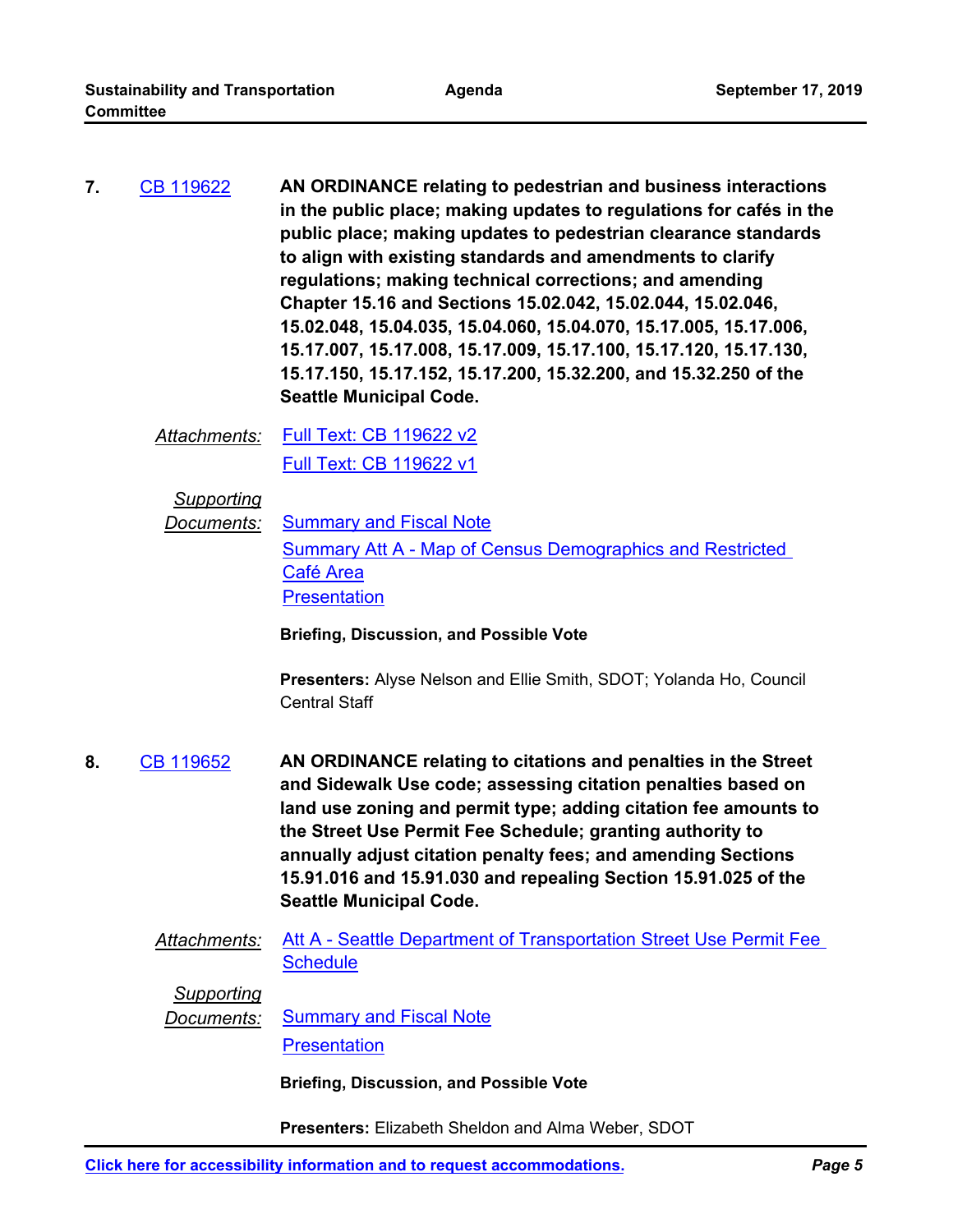**7.** CB 119622 **AN ORDINANCE relating to pedestrian and business interactions in the public place; making updates to regulations for cafés in the public place; making updates to pedestrian clearance standards to align with existing standards and amendments to clarify regulations; making technical corrections; and amending Chapter 15.16 and Sections 15.02.042, 15.02.044, 15.02.046, 15.02.048, 15.04.035, 15.04.060, 15.04.070, 15.17.005, 15.17.006, 15.17.007, 15.17.008, 15.17.009, 15.17.100, 15.17.120, 15.17.130, 15.17.150, 15.17.152, 15.17.200, 15.32.200, and 15.32.250 of the Seattle Municipal Code.**

*Attachments:* Full Text: CB 119622 v2
Full Text: CB 119622 v1

*Supporting Documents:* Summary and Fiscal Note
Summary Att A - Map of Census Demographics and Restricted Café Area
Presentation

**Briefing, Discussion, and Possible Vote**

**Presenters:** Alyse Nelson and Ellie Smith, SDOT; Yolanda Ho, Council Central Staff

**8.** CB 119652 **AN ORDINANCE relating to citations and penalties in the Street and Sidewalk Use code; assessing citation penalties based on land use zoning and permit type; adding citation fee amounts to the Street Use Permit Fee Schedule; granting authority to annually adjust citation penalty fees; and amending Sections 15.91.016 and 15.91.030 and repealing Section 15.91.025 of the Seattle Municipal Code.**

*Attachments:* Att A - Seattle Department of Transportation Street Use Permit Fee Schedule

*Supporting Documents:* Summary and Fiscal Note
Presentation

**Briefing, Discussion, and Possible Vote**

**Presenters:** Elizabeth Sheldon and Alma Weber, SDOT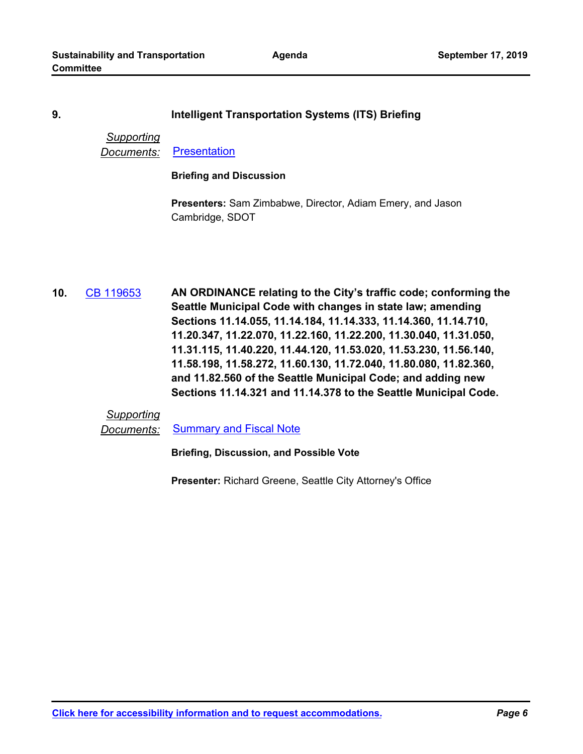**9.** **Intelligent Transportation Systems (ITS) Briefing**

*Supporting Documents:* Presentation

**Briefing and Discussion**

**Presenters:** Sam Zimbabwe, Director, Adiam Emery, and Jason Cambridge, SDOT

**10.** CB 119653 **AN ORDINANCE relating to the City's traffic code; conforming the Seattle Municipal Code with changes in state law; amending Sections 11.14.055, 11.14.184, 11.14.333, 11.14.360, 11.14.710, 11.20.347, 11.22.070, 11.22.160, 11.22.200, 11.30.040, 11.31.050, 11.31.115, 11.40.220, 11.44.120, 11.53.020, 11.53.230, 11.56.140, 11.58.198, 11.58.272, 11.60.130, 11.72.040, 11.80.080, 11.82.360, and 11.82.560 of the Seattle Municipal Code; and adding new Sections 11.14.321 and 11.14.378 to the Seattle Municipal Code.**

*Supporting Documents:* Summary and Fiscal Note

**Briefing, Discussion, and Possible Vote**

**Presenter:** Richard Greene, Seattle City Attorney's Office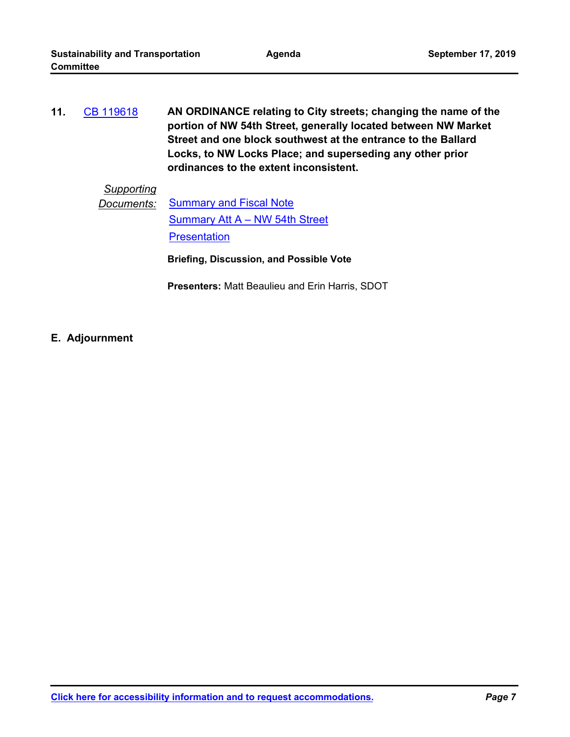**11.** CB 119618 **AN ORDINANCE relating to City streets; changing the name of the portion of NW 54th Street, generally located between NW Market Street and one block southwest at the entrance to the Ballard Locks, to NW Locks Place; and superseding any other prior ordinances to the extent inconsistent.**

*Supporting Documents:* Summary and Fiscal Note
Summary Att A – NW 54th Street
Presentation

**Briefing, Discussion, and Possible Vote**

**Presenters:** Matt Beaulieu and Erin Harris, SDOT

**E. Adjournment**

**Click here for accessibility information and to request accommodations.**